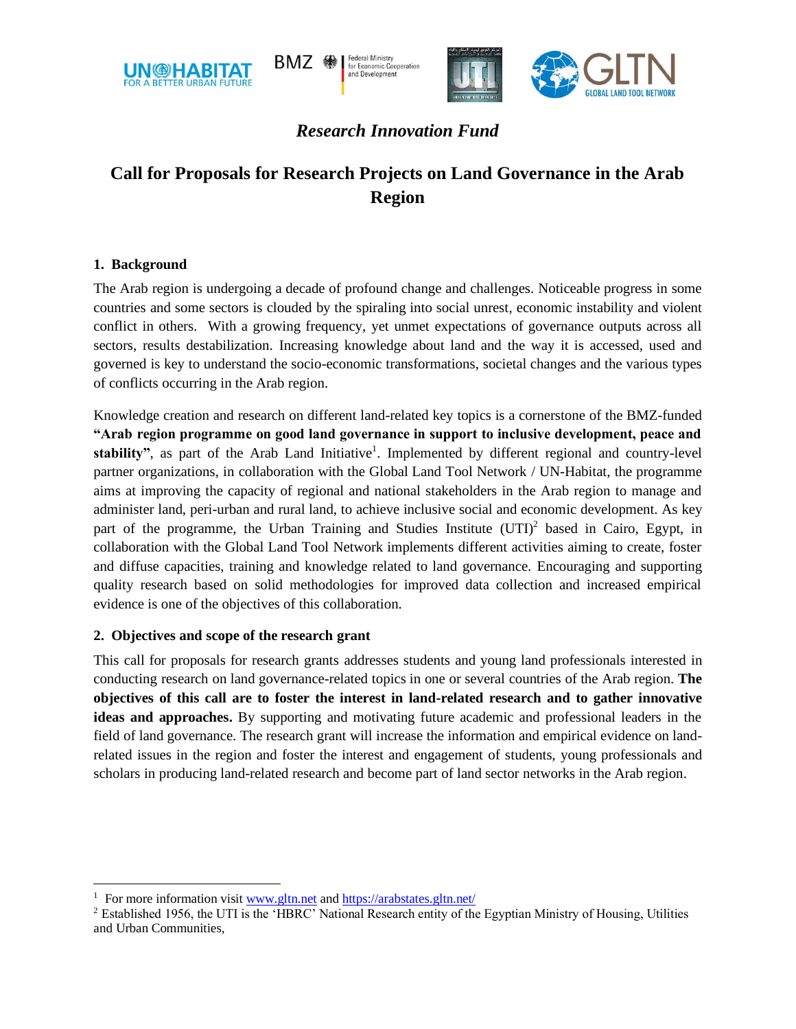*Research Innovation Fund*

# Call for Proposals for Research Projects on Land Governance in the Arab Region

## 1. Background

The Arab region is undergoing a decade of profound change and challenges. Noticeable progress in some countries and some sectors is clouded by the spiraling into social unrest, economic instability and violent conflict in others. With a growing frequency, yet unmet expectations of governance outputs across all sectors, results destabilization. Increasing knowledge about land and the way it is accessed, used and governed is key to understand the socio-economic transformations, societal changes and the various types of conflicts occurring in the Arab region.

Knowledge creation and research on different land-related key topics is a cornerstone of the BMZ-funded **"Arab region programme on good land governance in support to inclusive development, peace and stability"**, as part of the Arab Land Initiative[1]. Implemented by different regional and country-level partner organizations, in collaboration with the Global Land Tool Network / UN-Habitat, the programme aims at improving the capacity of regional and national stakeholders in the Arab region to manage and administer land, peri-urban and rural land, to achieve inclusive social and economic development. As key part of the programme, the Urban Training and Studies Institute (UTI)[2] based in Cairo, Egypt, in collaboration with the Global Land Tool Network implements different activities aiming to create, foster and diffuse capacities, training and knowledge related to land governance. Encouraging and supporting quality research based on solid methodologies for improved data collection and increased empirical evidence is one of the objectives of this collaboration.

## 2. Objectives and scope of the research grant

This call for proposals for research grants addresses students and young land professionals interested in conducting research on land governance-related topics in one or several countries of the Arab region. **The objectives of this call are to foster the interest in land-related research and to gather innovative ideas and approaches.** By supporting and motivating future academic and professional leaders in the field of land governance. The research grant will increase the information and empirical evidence on land-related issues in the region and foster the interest and engagement of students, young professionals and scholars in producing land-related research and become part of land sector networks in the Arab region.

---

[1] For more information visit www.gltn.net and https://arabstates.gltn.net/

[2] Established 1956, the UTI is the 'HBRC' National Research entity of the Egyptian Ministry of Housing, Utilities and Urban Communities,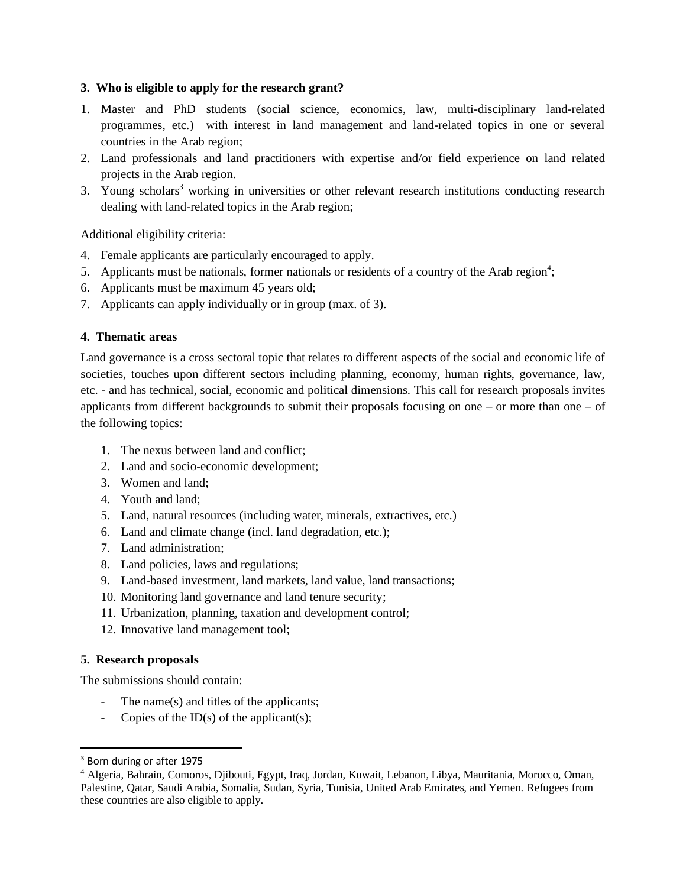### 3. Who is eligible to apply for the research grant?

1. Master and PhD students (social science, economics, law, multi-disciplinary land-related programmes, etc.) with interest in land management and land-related topics in one or several countries in the Arab region;
2. Land professionals and land practitioners with expertise and/or field experience on land related projects in the Arab region.
3. Young scholars[3] working in universities or other relevant research institutions conducting research dealing with land-related topics in the Arab region;

Additional eligibility criteria:

4. Female applicants are particularly encouraged to apply.
5. Applicants must be nationals, former nationals or residents of a country of the Arab region[4];
6. Applicants must be maximum 45 years old;
7. Applicants can apply individually or in group (max. of 3).

### 4. Thematic areas

Land governance is a cross sectoral topic that relates to different aspects of the social and economic life of societies, touches upon different sectors including planning, economy, human rights, governance, law, etc. - and has technical, social, economic and political dimensions. This call for research proposals invites applicants from different backgrounds to submit their proposals focusing on one – or more than one – of the following topics:

1. The nexus between land and conflict;
2. Land and socio-economic development;
3. Women and land;
4. Youth and land;
5. Land, natural resources (including water, minerals, extractives, etc.)
6. Land and climate change (incl. land degradation, etc.);
7. Land administration;
8. Land policies, laws and regulations;
9. Land-based investment, land markets, land value, land transactions;
10. Monitoring land governance and land tenure security;
11. Urbanization, planning, taxation and development control;
12. Innovative land management tool;

### 5. Research proposals

The submissions should contain:

- The name(s) and titles of the applicants;
- Copies of the ID(s) of the applicant(s);

---

[3] Born during or after 1975

[4] Algeria, Bahrain, Comoros, Djibouti, Egypt, Iraq, Jordan, Kuwait, Lebanon, Libya, Mauritania, Morocco, Oman, Palestine, Qatar, Saudi Arabia, Somalia, Sudan, Syria, Tunisia, United Arab Emirates, and Yemen. Refugees from these countries are also eligible to apply.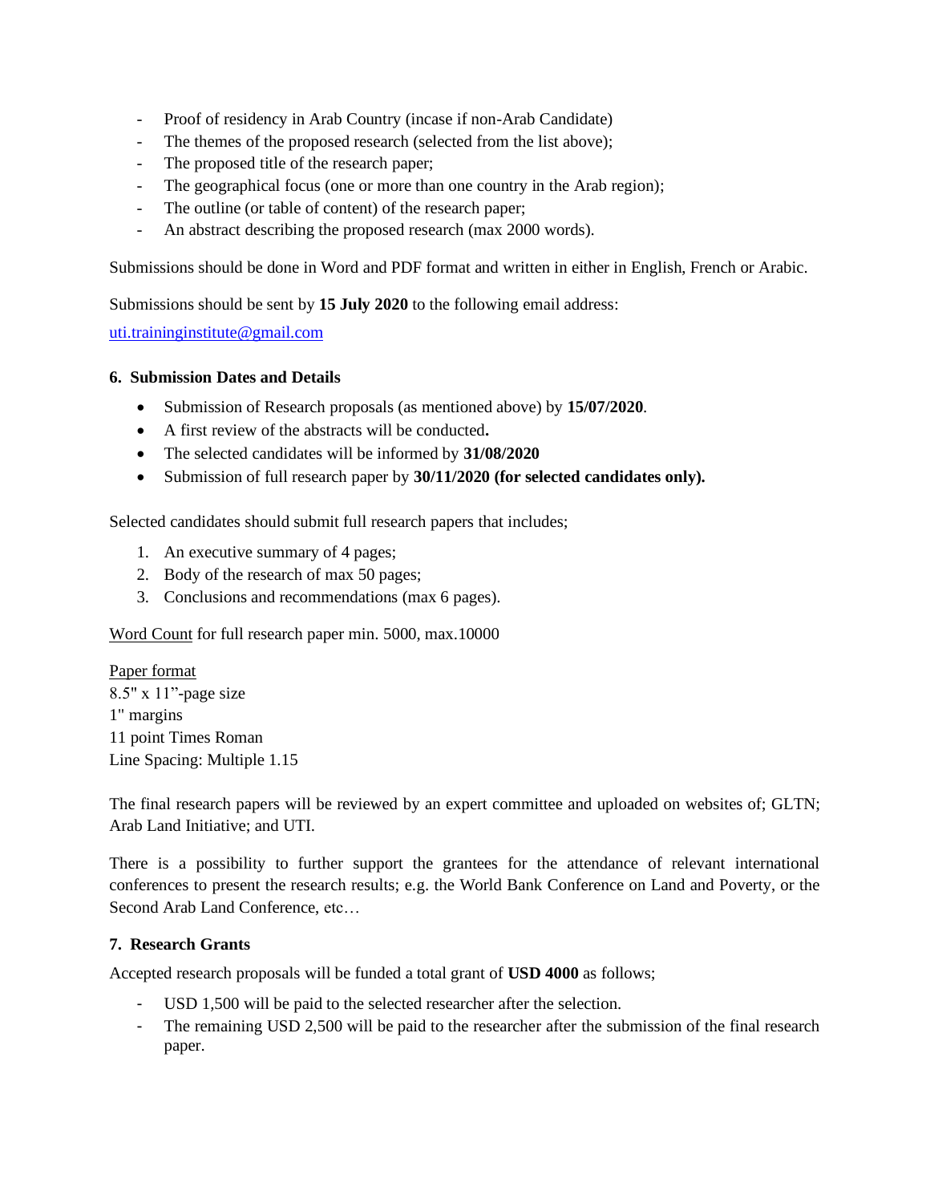- Proof of residency in Arab Country (incase if non-Arab Candidate)
- The themes of the proposed research (selected from the list above);
- The proposed title of the research paper;
- The geographical focus (one or more than one country in the Arab region);
- The outline (or table of content) of the research paper;
- An abstract describing the proposed research (max 2000 words).

Submissions should be done in Word and PDF format and written in either in English, French or Arabic.

Submissions should be sent by **15 July 2020** to the following email address:

uti.traininginstitute@gmail.com

### 6. Submission Dates and Details

- Submission of Research proposals (as mentioned above) by **15/07/2020**.
- A first review of the abstracts will be conducted**.**
- The selected candidates will be informed by **31/08/2020**
- Submission of full research paper by **30/11/2020 (for selected candidates only).**

Selected candidates should submit full research papers that includes;

1. An executive summary of 4 pages;
2. Body of the research of max 50 pages;
3. Conclusions and recommendations (max 6 pages).

Word Count for full research paper min. 5000, max.10000

Paper format
8.5" x 11"-page size
1" margins
11 point Times Roman
Line Spacing: Multiple 1.15

The final research papers will be reviewed by an expert committee and uploaded on websites of; GLTN; Arab Land Initiative; and UTI.

There is a possibility to further support the grantees for the attendance of relevant international conferences to present the research results; e.g. the World Bank Conference on Land and Poverty, or the Second Arab Land Conference, etc…

### 7. Research Grants

Accepted research proposals will be funded a total grant of **USD 4000** as follows;

- USD 1,500 will be paid to the selected researcher after the selection.
- The remaining USD 2,500 will be paid to the researcher after the submission of the final research paper.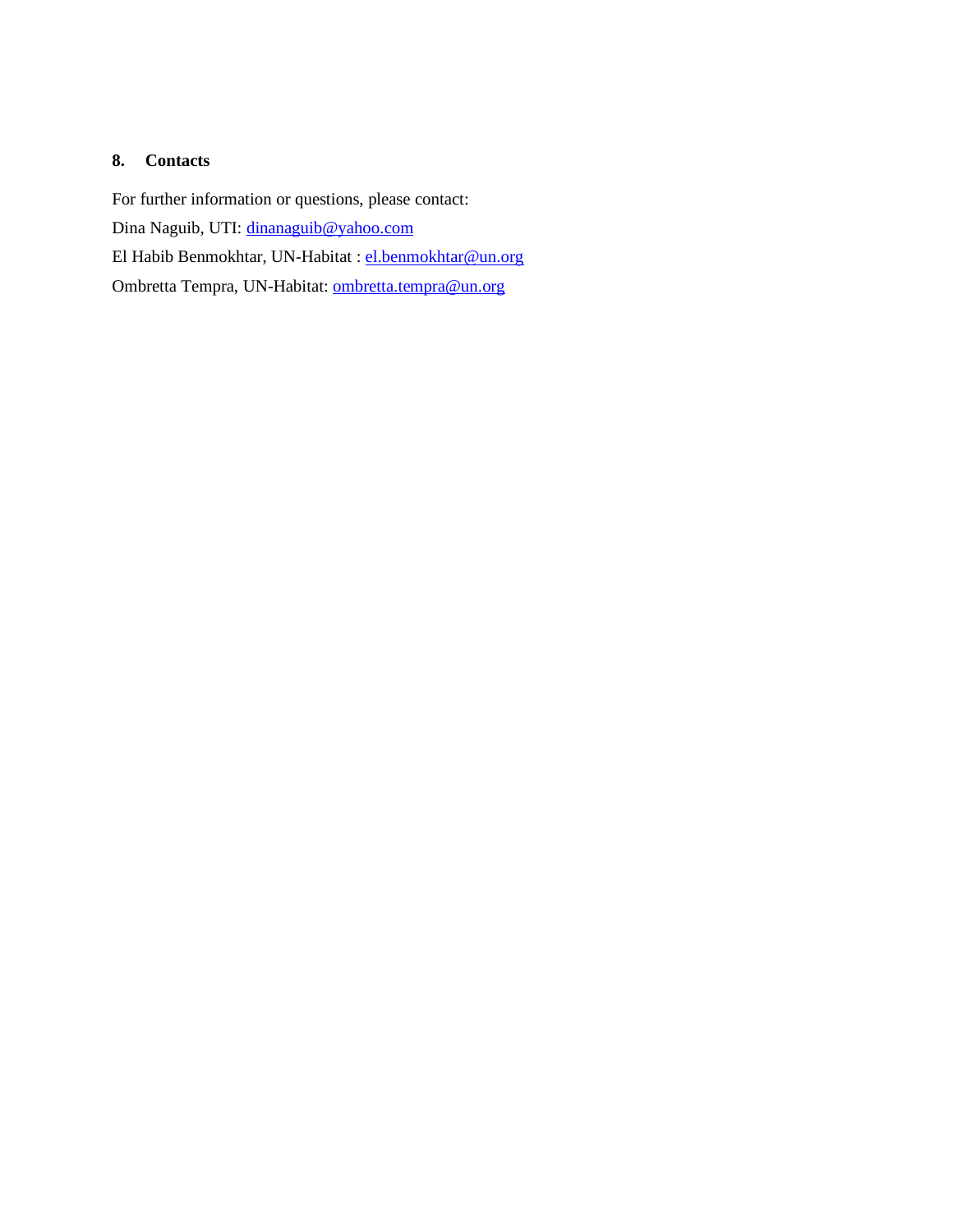## 8. Contacts

For further information or questions, please contact:

Dina Naguib, UTI: dinanaguib@yahoo.com

El Habib Benmokhtar, UN-Habitat : el.benmokhtar@un.org

Ombretta Tempra, UN-Habitat: ombretta.tempra@un.org